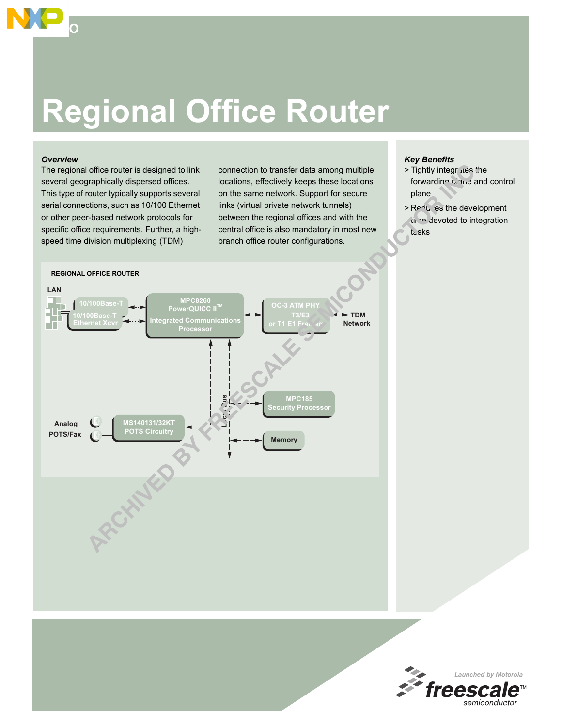# Regional Office Router

### *Overview*

The regional office router is designed to link several geographically dispersed offices. This type of router typically supports several serial connections, such as 10/100 Ethernet or other peer-based network protocols for specific office requirements. Further, a high-speed time division multiplexing (TDM) connection to transfer data among multiple locations, effectively keeps these locations on the same network. Support for secure links (virtual private network tunnels) between the regional offices and with the central office is also mandatory in most new branch office router configurations.

### *Key Benefits*

> Tightly integrates the forwarding plane and control plane

> Reduces the development time devoted to integration tasks

**REGIONAL OFFICE ROUTER**

LAN

10/100Base-T

10/100Base-T Ethernet Xcvr

MPC8260 PowerQUICC II™ Integrated Communications Processor

OC-3 ATM PHY T3/E3 or T1 E1 Framers

TDM Network

Local Bus

MPC185 Security Processor

Analog POTS/Fax

MS140131/32KT POTS Circuitry

Memory

ARCHIVED BY FREESCALE SEMICONDUCTOR INC.

Launched by Motorola

freescale™ semiconductor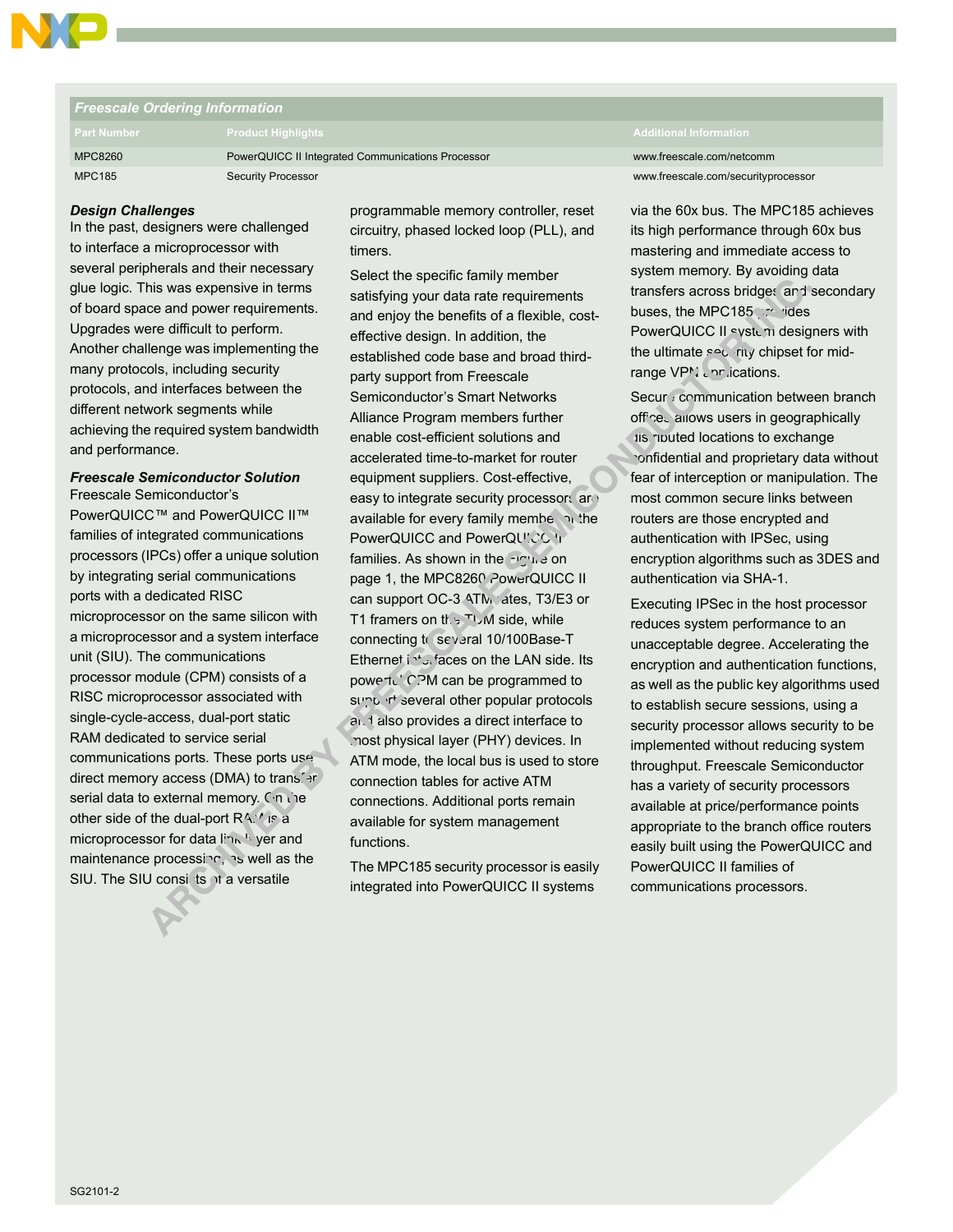## Freescale Ordering Information

| Part Number | Product Highlights | Additional Information |
|---|---|---|
| MPC8260 | PowerQUICC II Integrated Communications Processor | www.freescale.com/netcomm |
| MPC185 | Security Processor | www.freescale.com/securityprocessor |

### *Design Challenges*

In the past, designers were challenged to interface a microprocessor with several peripherals and their necessary glue logic. This was expensive in terms of board space and power requirements. Upgrades were difficult to perform. Another challenge was implementing the many protocols, including security protocols, and interfaces between the different network segments while achieving the required system bandwidth and performance.

### *Freescale Semiconductor Solution*

Freescale Semiconductor's PowerQUICC™ and PowerQUICC II™ families of integrated communications processors (IPCs) offer a unique solution by integrating serial communications ports with a dedicated RISC microprocessor on the same silicon with a microprocessor and a system interface unit (SIU). The communications processor module (CPM) consists of a RISC microprocessor associated with single-cycle-access, dual-port static RAM dedicated to service serial communications ports. These ports use direct memory access (DMA) to transfer serial data to external memory. On the other side of the dual-port RAM is a microprocessor for data link layer and maintenance processing, as well as the SIU. The SIU consists of a versatile programmable memory controller, reset circuitry, phased locked loop (PLL), and timers.

Select the specific family member satisfying your data rate requirements and enjoy the benefits of a flexible, cost-effective design. In addition, the established code base and broad third-party support from Freescale Semiconductor's Smart Networks Alliance Program members further enable cost-efficient solutions and accelerated time-to-market for router equipment suppliers. Cost-effective, easy to integrate security processors are available for every family member in the PowerQUICC and PowerQUICC II families. As shown in the figure on page 1, the MPC8260 PowerQUICC II can support OC-3 ATM rates, T3/E3 or T1 framers on the TDM side, while connecting to several 10/100Base-T Ethernet interfaces on the LAN side. Its powerful CPM can be programmed to support several other popular protocols and also provides a direct interface to most physical layer (PHY) devices. In ATM mode, the local bus is used to store connection tables for active ATM connections. Additional ports remain available for system management functions.

The MPC185 security processor is easily integrated into PowerQUICC II systems via the 60x bus. The MPC185 achieves its high performance through 60x bus mastering and immediate access to system memory. By avoiding data transfers across bridges and secondary buses, the MPC185 provides PowerQUICC II system designers with the ultimate security chipset for mid-range VPN applications.

Secure communication between branch offices allows users in geographically distributed locations to exchange confidential and proprietary data without fear of interception or manipulation. The most common secure links between routers are those encrypted and authentication with IPSec, using encryption algorithms such as 3DES and authentication via SHA-1.

Executing IPSec in the host processor reduces system performance to an unacceptable degree. Accelerating the encryption and authentication functions, as well as the public key algorithms used to establish secure sessions, using a security processor allows security to be implemented without reducing system throughput. Freescale Semiconductor has a variety of security processors available at price/performance points appropriate to the branch office routers easily built using the PowerQUICC and PowerQUICC II families of communications processors.

SG2101-2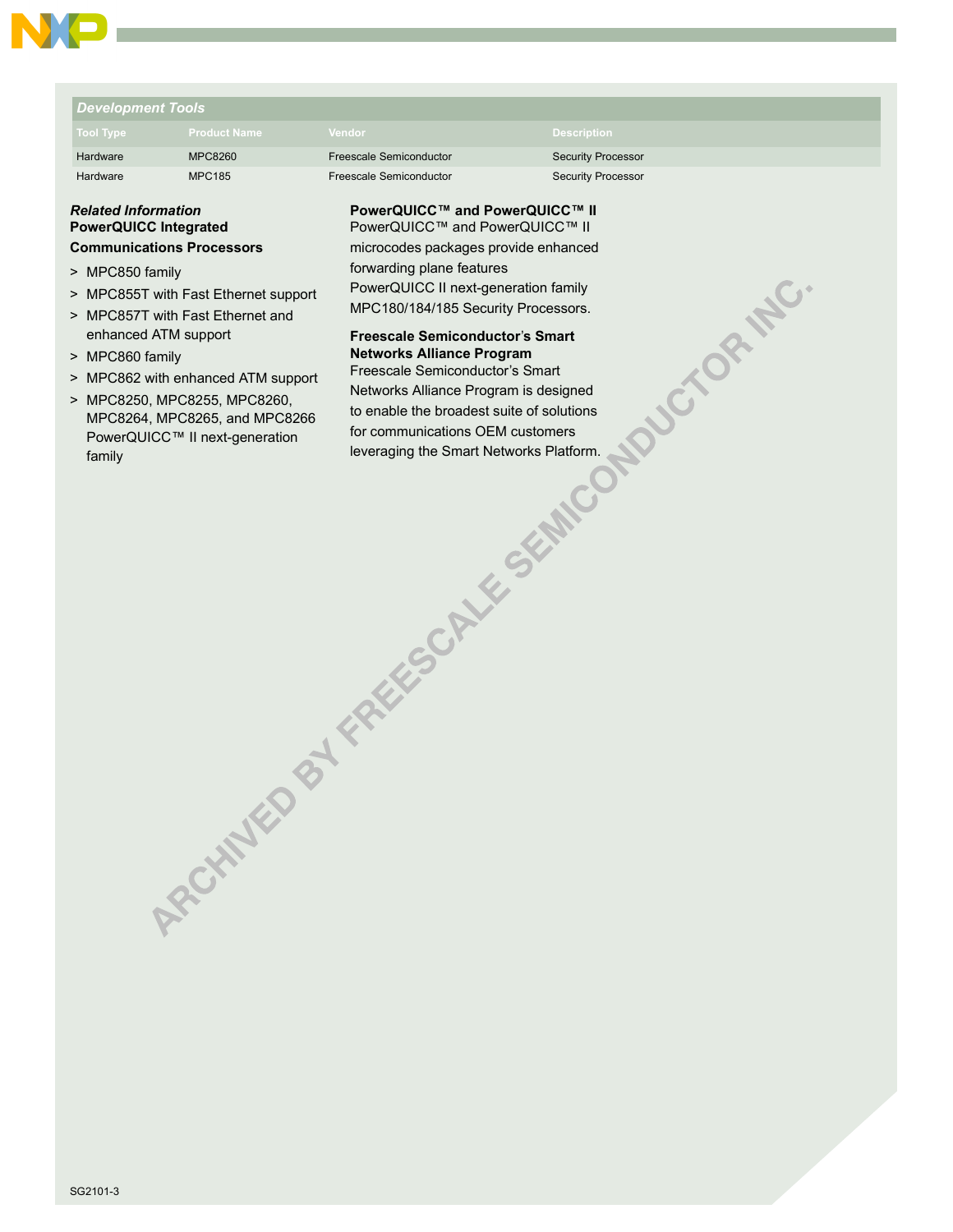| Development Tools | | | |
| --- | --- | --- | --- |
| Tool Type | Product Name | Vendor | Description |
| Hardware | MPC8260 | Freescale Semiconductor | Security Processor |
| Hardware | MPC185 | Freescale Semiconductor | Security Processor |

***Related Information***
**PowerQUICC Integrated Communications Processors**

- MPC850 family
- MPC855T with Fast Ethernet support
- MPC857T with Fast Ethernet and enhanced ATM support
- MPC860 family
- MPC862 with enhanced ATM support
- MPC8250, MPC8255, MPC8260, MPC8264, MPC8265, and MPC8266 PowerQUICC™ II next-generation family

**PowerQUICC™ and PowerQUICC™ II**
PowerQUICC™ and PowerQUICC™ II microcodes packages provide enhanced forwarding plane features
PowerQUICC II next-generation family
MPC180/184/185 Security Processors.

**Freescale Semiconductor's Smart Networks Alliance Program**
Freescale Semiconductor's Smart Networks Alliance Program is designed to enable the broadest suite of solutions for communications OEM customers leveraging the Smart Networks Platform.

ARCHIVED BY FREESCALE SEMICONDUCTOR INC.

SG2101-3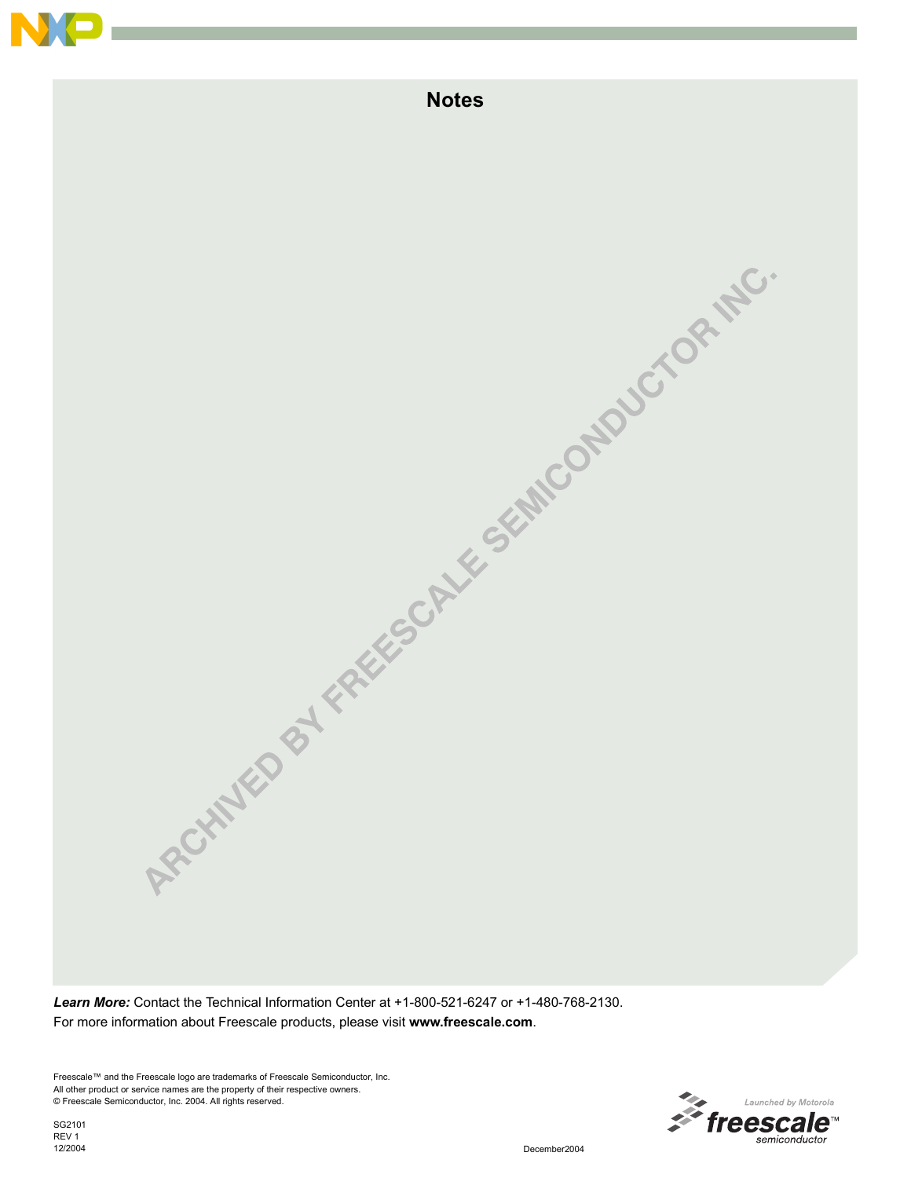## Notes

ARCHIVED BY FREESCALE SEMICONDUCTOR INC.

***Learn More:*** Contact the Technical Information Center at +1-800-521-6247 or +1-480-768-2130.
For more information about Freescale products, please visit **www.freescale.com**.

Freescale™ and the Freescale logo are trademarks of Freescale Semiconductor, Inc.
All other product or service names are the property of their respective owners.
© Freescale Semiconductor, Inc. 2004. All rights reserved.

SG2101
REV 1
12/2004

December2004